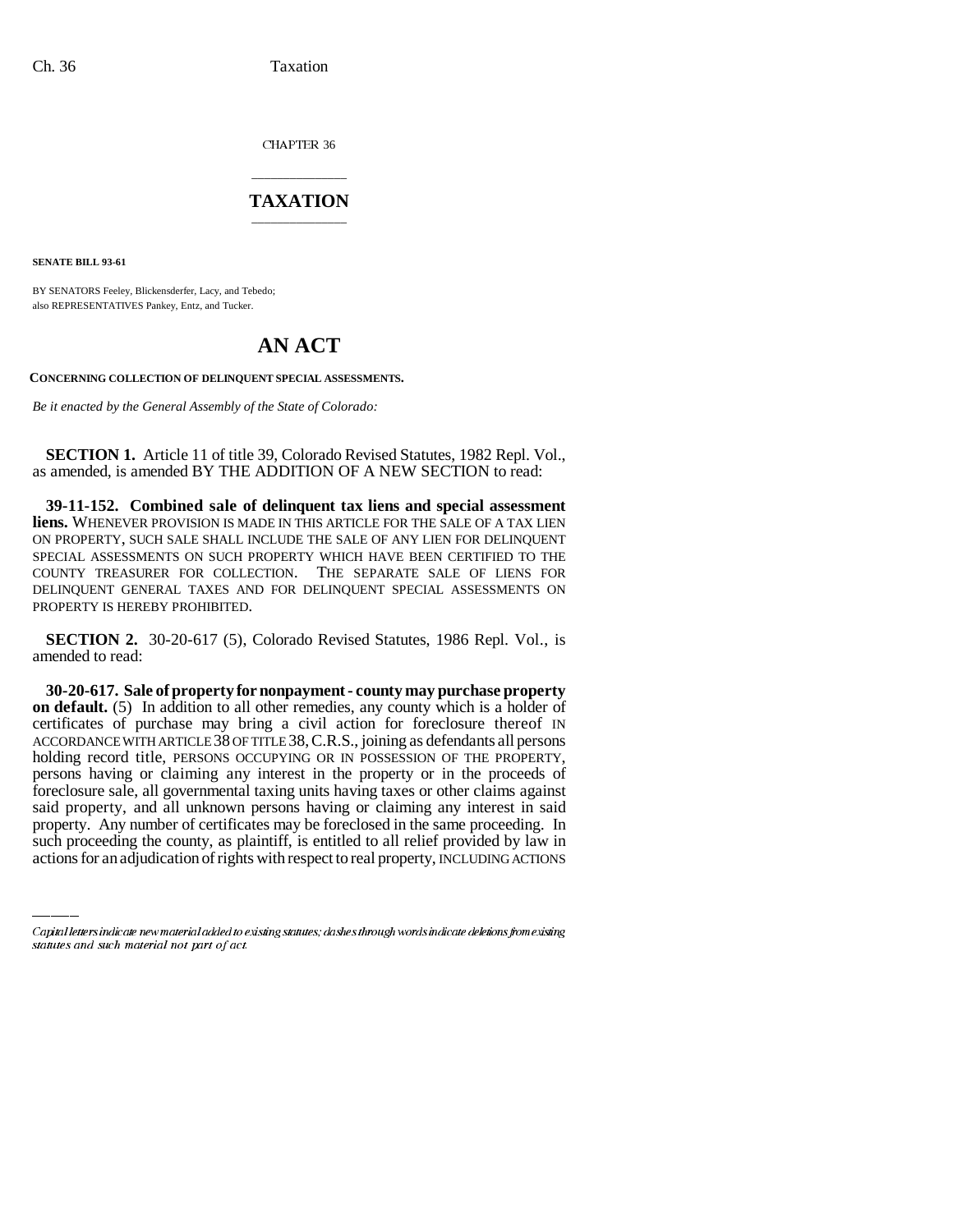CHAPTER 36

# TAXATION

**SENATE BILL 93-61**

BY SENATORS Feeley, Blickensderfer, Lacy, and Tebedo;
also REPRESENTATIVES Pankey, Entz, and Tucker.

# AN ACT

**CONCERNING COLLECTION OF DELINQUENT SPECIAL ASSESSMENTS.**

*Be it enacted by the General Assembly of the State of Colorado:*

**SECTION 1.** Article 11 of title 39, Colorado Revised Statutes, 1982 Repl. Vol., as amended, is amended BY THE ADDITION OF A NEW SECTION to read:

**39-11-152. Combined sale of delinquent tax liens and special assessment liens.** WHENEVER PROVISION IS MADE IN THIS ARTICLE FOR THE SALE OF A TAX LIEN ON PROPERTY, SUCH SALE SHALL INCLUDE THE SALE OF ANY LIEN FOR DELINQUENT SPECIAL ASSESSMENTS ON SUCH PROPERTY WHICH HAVE BEEN CERTIFIED TO THE COUNTY TREASURER FOR COLLECTION. THE SEPARATE SALE OF LIENS FOR DELINQUENT GENERAL TAXES AND FOR DELINQUENT SPECIAL ASSESSMENTS ON PROPERTY IS HEREBY PROHIBITED.

**SECTION 2.** 30-20-617 (5), Colorado Revised Statutes, 1986 Repl. Vol., is amended to read:

**30-20-617. Sale of property for nonpayment - county may purchase property on default.** (5) In addition to all other remedies, any county which is a holder of certificates of purchase may bring a civil action for foreclosure thereof IN ACCORDANCE WITH ARTICLE 38 OF TITLE 38, C.R.S., joining as defendants all persons holding record title, PERSONS OCCUPYING OR IN POSSESSION OF THE PROPERTY, persons having or claiming any interest in the property or in the proceeds of foreclosure sale, all governmental taxing units having taxes or other claims against said property, and all unknown persons having or claiming any interest in said property. Any number of certificates may be foreclosed in the same proceeding. In such proceeding the county, as plaintiff, is entitled to all relief provided by law in actions for an adjudication of rights with respect to real property, INCLUDING ACTIONS

Capital letters indicate new material added to existing statutes; dashes through words indicate deletions from existing statutes and such material not part of act.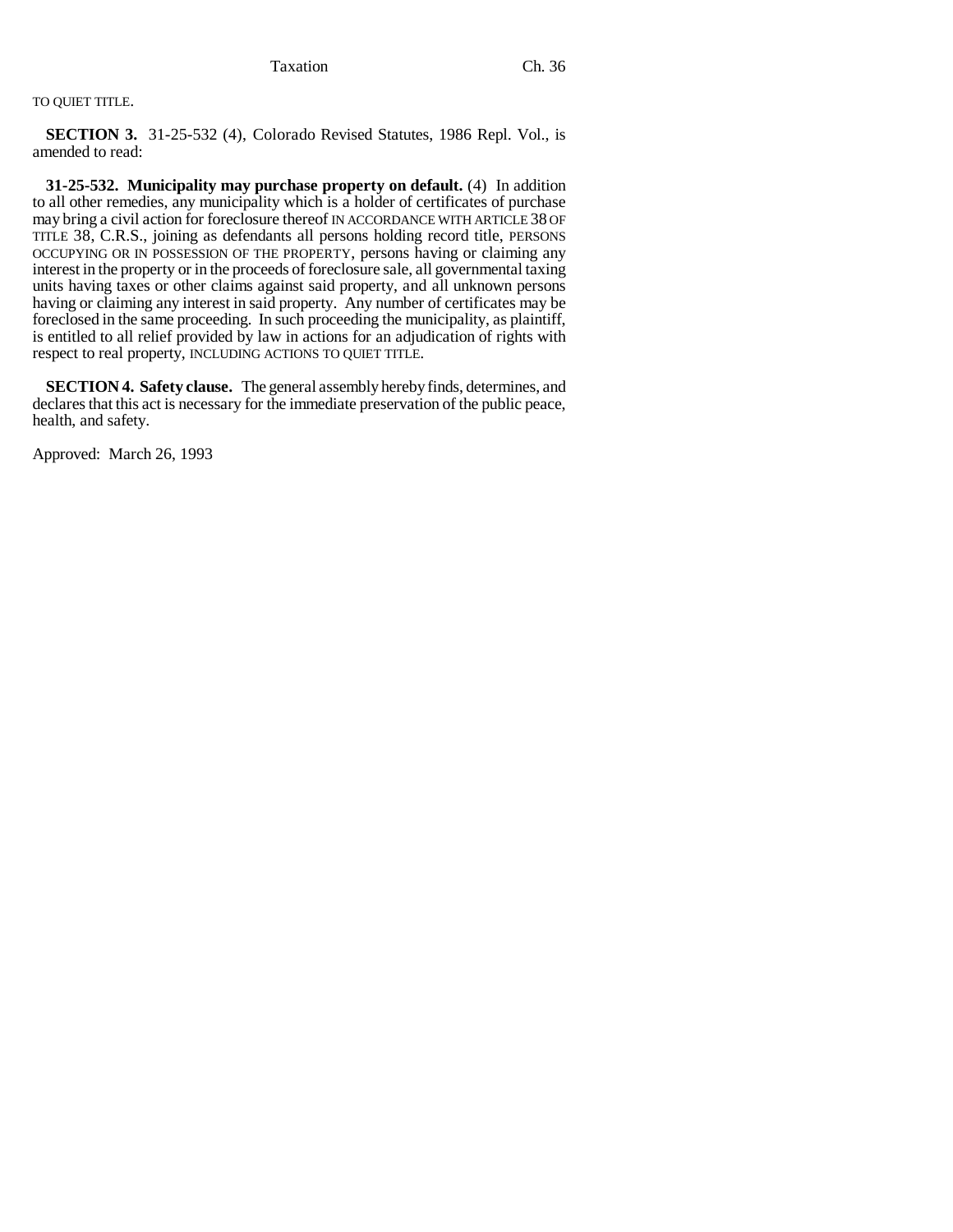TO QUIET TITLE.

**SECTION 3.** 31-25-532 (4), Colorado Revised Statutes, 1986 Repl. Vol., is amended to read:

**31-25-532. Municipality may purchase property on default.** (4) In addition to all other remedies, any municipality which is a holder of certificates of purchase may bring a civil action for foreclosure thereof IN ACCORDANCE WITH ARTICLE 38 OF TITLE 38, C.R.S., joining as defendants all persons holding record title, PERSONS OCCUPYING OR IN POSSESSION OF THE PROPERTY, persons having or claiming any interest in the property or in the proceeds of foreclosure sale, all governmental taxing units having taxes or other claims against said property, and all unknown persons having or claiming any interest in said property. Any number of certificates may be foreclosed in the same proceeding. In such proceeding the municipality, as plaintiff, is entitled to all relief provided by law in actions for an adjudication of rights with respect to real property, INCLUDING ACTIONS TO QUIET TITLE.

**SECTION 4. Safety clause.** The general assembly hereby finds, determines, and declares that this act is necessary for the immediate preservation of the public peace, health, and safety.

Approved: March 26, 1993